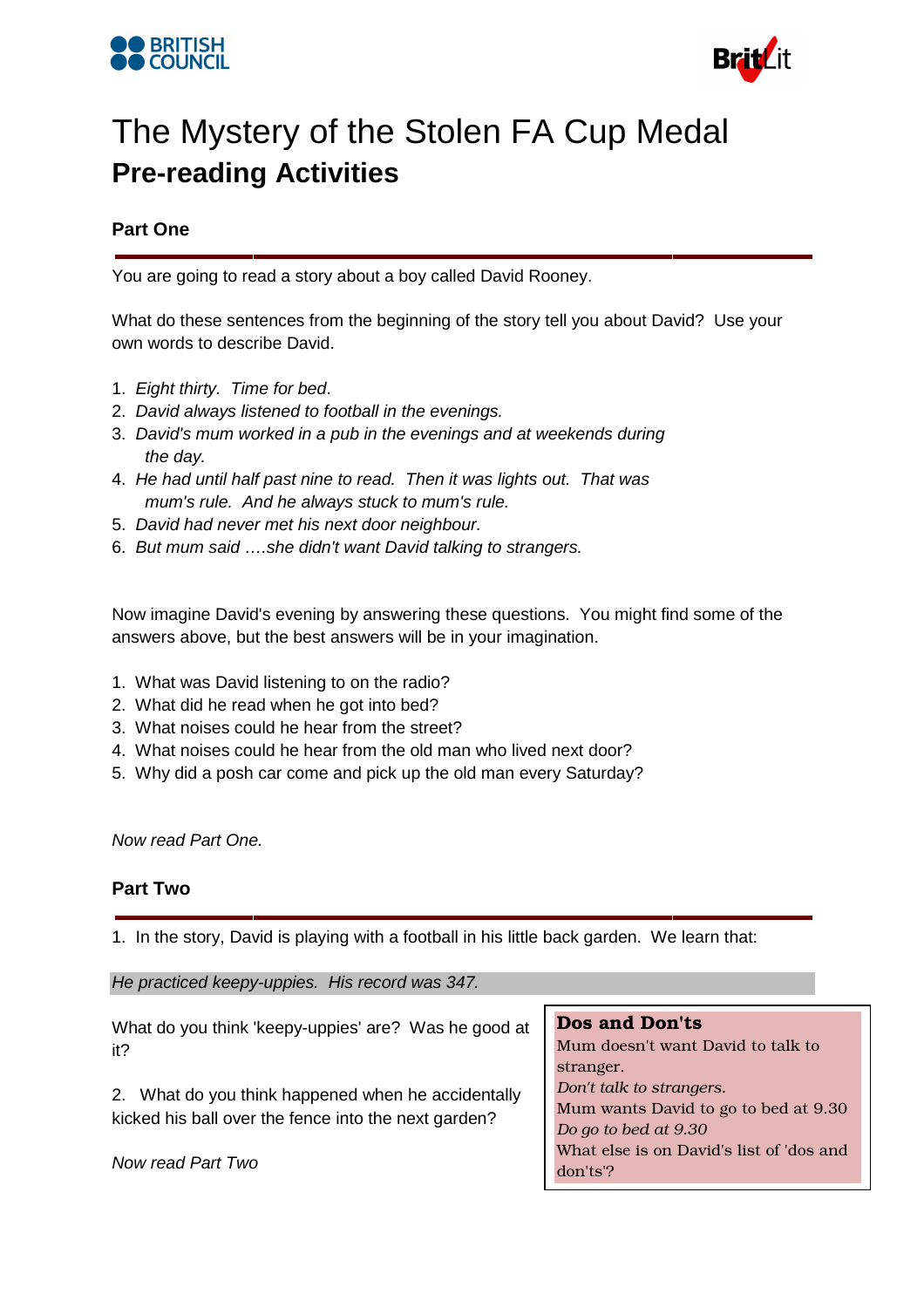# The Mystery of the Stolen FA Cup Medal

## Pre-reading Activities

### Part One

You are going to read a story about a boy called David Rooney.

What do these sentences from the beginning of the story tell you about David? Use your own words to describe David.

1. *Eight thirty. Time for bed.*
2. *David always listened to football in the evenings.*
3. *David's mum worked in a pub in the evenings and at weekends during the day.*
4. *He had until half past nine to read. Then it was lights out. That was mum's rule. And he always stuck to mum's rule.*
5. *David had never met his next door neighbour.*
6. *But mum said ….she didn't want David talking to strangers.*

Now imagine David's evening by answering these questions. You might find some of the answers above, but the best answers will be in your imagination.

1. What was David listening to on the radio?
2. What did he read when he got into bed?
3. What noises could he hear from the street?
4. What noises could he hear from the old man who lived next door?
5. Why did a posh car come and pick up the old man every Saturday?

*Now read Part One.*

### Part Two

1. In the story, David is playing with a football in his little back garden. We learn that:

*He practiced keepy-uppies. His record was 347.*

What do you think 'keepy-uppies' are? Was he good at it?

2. What do you think happened when he accidentally kicked his ball over the fence into the next garden?

*Now read Part Two*

**Dos and Don'ts**

Mum doesn't want David to talk to stranger.
*Don't talk to strangers.*
Mum wants David to go to bed at 9.30
*Do go to bed at 9.30*
What else is on David's list of 'dos and don'ts'?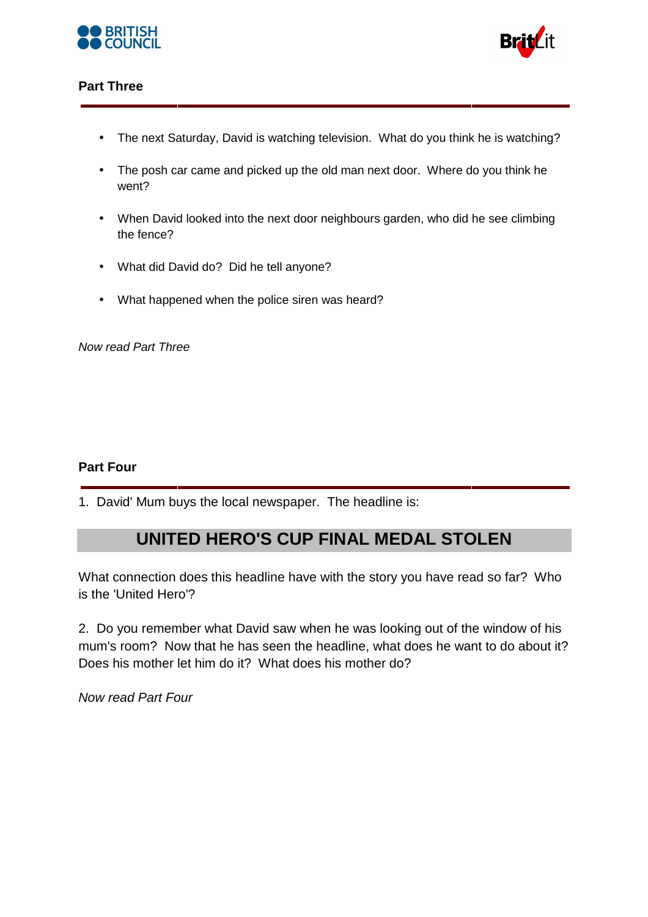## Part Three

- The next Saturday, David is watching television. What do you think he is watching?
- The posh car came and picked up the old man next door. Where do you think he went?
- When David looked into the next door neighbours garden, who did he see climbing the fence?
- What did David do? Did he tell anyone?
- What happened when the police siren was heard?

*Now read Part Three*

## Part Four

1. David' Mum buys the local newspaper. The headline is:

### UNITED HERO'S CUP FINAL MEDAL STOLEN

What connection does this headline have with the story you have read so far? Who is the 'United Hero'?

2. Do you remember what David saw when he was looking out of the window of his mum's room? Now that he has seen the headline, what does he want to do about it? Does his mother let him do it? What does his mother do?

*Now read Part Four*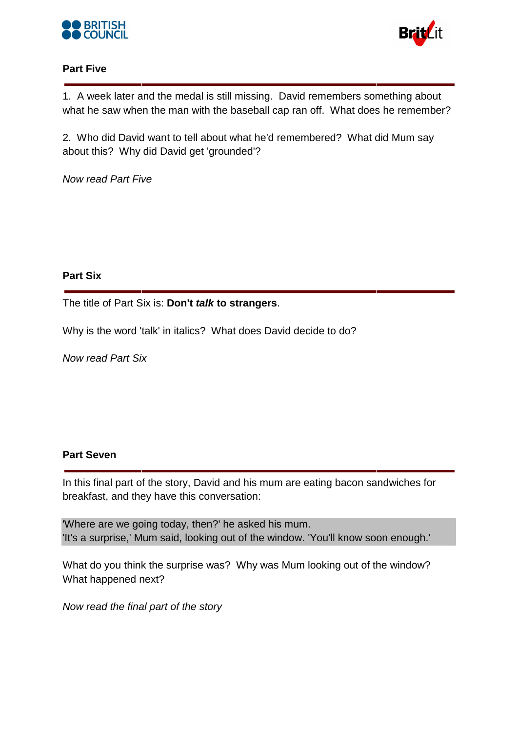## Part Five

1. A week later and the medal is still missing. David remembers something about what he saw when the man with the baseball cap ran off. What does he remember?

2. Who did David want to tell about what he'd remembered? What did Mum say about this? Why did David get 'grounded'?

*Now read Part Five*

## Part Six

The title of Part Six is: **Don't *talk* to strangers**.

Why is the word 'talk' in italics? What does David decide to do?

*Now read Part Six*

## Part Seven

In this final part of the story, David and his mum are eating bacon sandwiches for breakfast, and they have this conversation:

'Where are we going today, then?' he asked his mum.
'It's a surprise,' Mum said, looking out of the window. 'You'll know soon enough.'

What do you think the surprise was? Why was Mum looking out of the window? What happened next?

*Now read the final part of the story*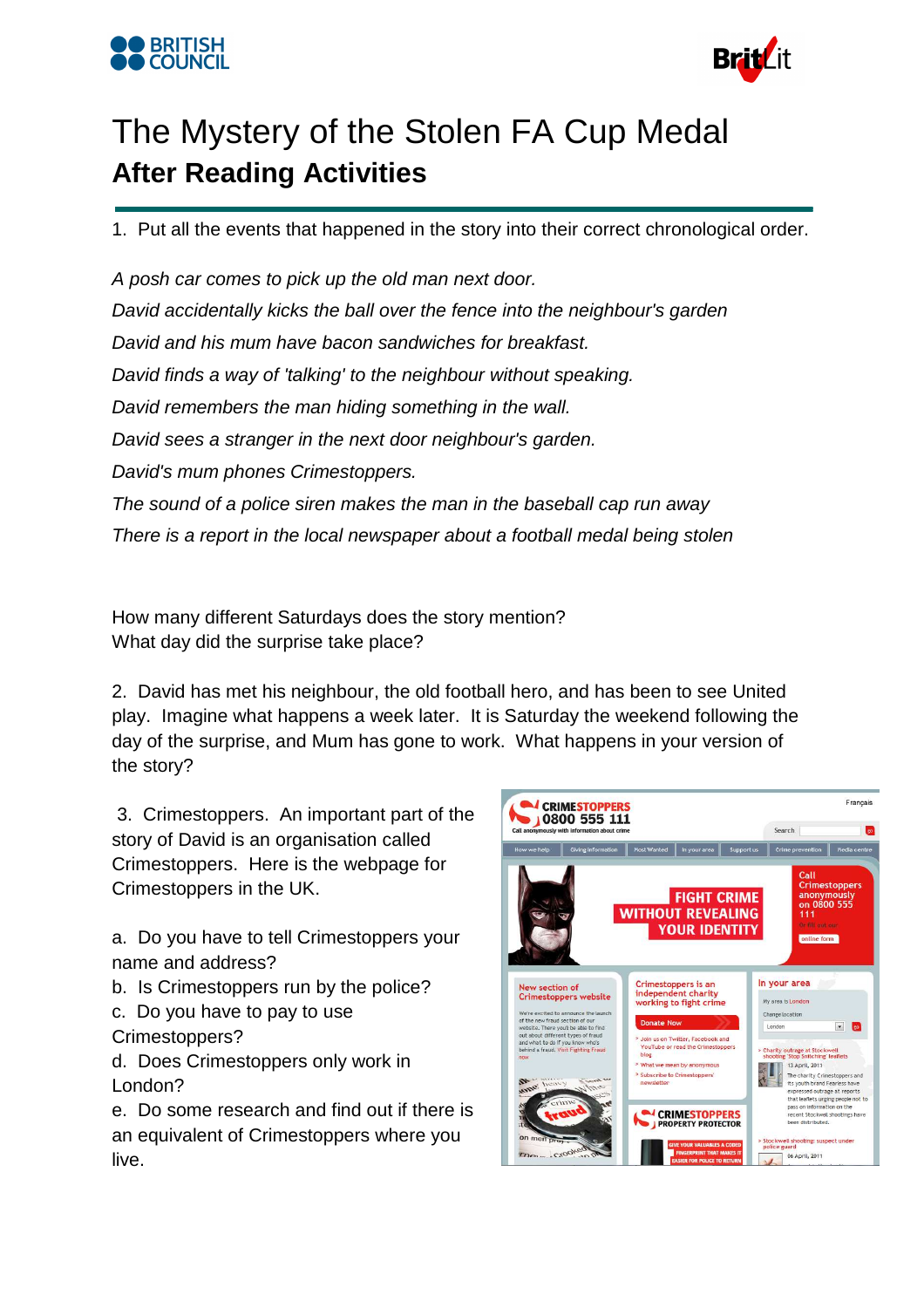# The Mystery of the Stolen FA Cup Medal

## After Reading Activities

1. Put all the events that happened in the story into their correct chronological order.

*A posh car comes to pick up the old man next door.*
*David accidentally kicks the ball over the fence into the neighbour's garden*
*David and his mum have bacon sandwiches for breakfast.*
*David finds a way of 'talking' to the neighbour without speaking.*
*David remembers the man hiding something in the wall.*
*David sees a stranger in the next door neighbour's garden.*
*David's mum phones Crimestoppers.*
*The sound of a police siren makes the man in the baseball cap run away*
*There is a report in the local newspaper about a football medal being stolen*

How many different Saturdays does the story mention?
What day did the surprise take place?

2. David has met his neighbour, the old football hero, and has been to see United play. Imagine what happens a week later. It is Saturday the weekend following the day of the surprise, and Mum has gone to work. What happens in your version of the story?

3. Crimestoppers. An important part of the story of David is an organisation called Crimestoppers. Here is the webpage for Crimestoppers in the UK.

a. Do you have to tell Crimestoppers your name and address?
b. Is Crimestoppers run by the police?
c. Do you have to pay to use Crimestoppers?
d. Does Crimestoppers only work in London?
e. Do some research and find out if there is an equivalent of Crimestoppers where you live.